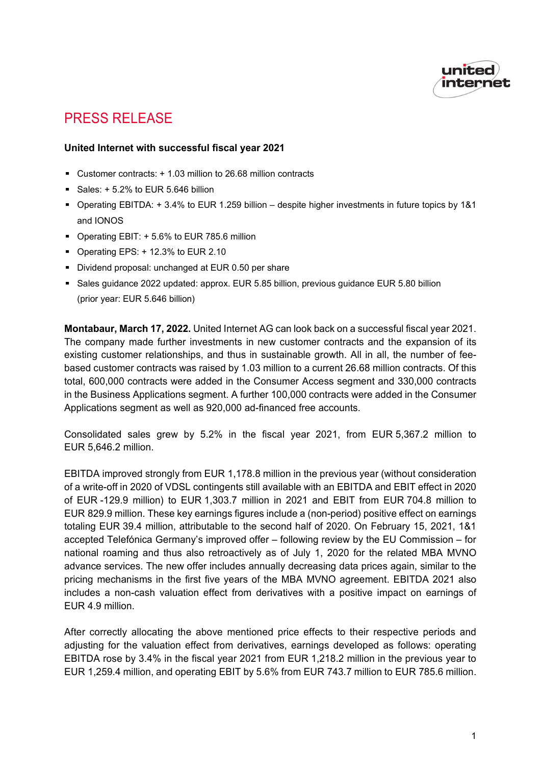# PRESS RELEASE

**United Internet with successful fiscal year 2021**

- Customer contracts: + 1.03 million to 26.68 million contracts
- Sales: + 5.2% to EUR 5.646 billion
- Operating EBITDA: + 3.4% to EUR 1.259 billion – despite higher investments in future topics by 1&1 and IONOS
- Operating EBIT: + 5.6% to EUR 785.6 million
- Operating EPS: + 12.3% to EUR 2.10
- Dividend proposal: unchanged at EUR 0.50 per share
- Sales guidance 2022 updated: approx. EUR 5.85 billion, previous guidance EUR 5.80 billion (prior year: EUR 5.646 billion)

**Montabaur, March 17, 2022.** United Internet AG can look back on a successful fiscal year 2021. The company made further investments in new customer contracts and the expansion of its existing customer relationships, and thus in sustainable growth. All in all, the number of fee-based customer contracts was raised by 1.03 million to a current 26.68 million contracts. Of this total, 600,000 contracts were added in the Consumer Access segment and 330,000 contracts in the Business Applications segment. A further 100,000 contracts were added in the Consumer Applications segment as well as 920,000 ad-financed free accounts.

Consolidated sales grew by 5.2% in the fiscal year 2021, from EUR 5,367.2 million to EUR 5,646.2 million.

EBITDA improved strongly from EUR 1,178.8 million in the previous year (without consideration of a write-off in 2020 of VDSL contingents still available with an EBITDA and EBIT effect in 2020 of EUR -129.9 million) to EUR 1,303.7 million in 2021 and EBIT from EUR 704.8 million to EUR 829.9 million. These key earnings figures include a (non-period) positive effect on earnings totaling EUR 39.4 million, attributable to the second half of 2020. On February 15, 2021, 1&1 accepted Telefónica Germany's improved offer – following review by the EU Commission – for national roaming and thus also retroactively as of July 1, 2020 for the related MBA MVNO advance services. The new offer includes annually decreasing data prices again, similar to the pricing mechanisms in the first five years of the MBA MVNO agreement. EBITDA 2021 also includes a non-cash valuation effect from derivatives with a positive impact on earnings of EUR 4.9 million.

After correctly allocating the above mentioned price effects to their respective periods and adjusting for the valuation effect from derivatives, earnings developed as follows: operating EBITDA rose by 3.4% in the fiscal year 2021 from EUR 1,218.2 million in the previous year to EUR 1,259.4 million, and operating EBIT by 5.6% from EUR 743.7 million to EUR 785.6 million.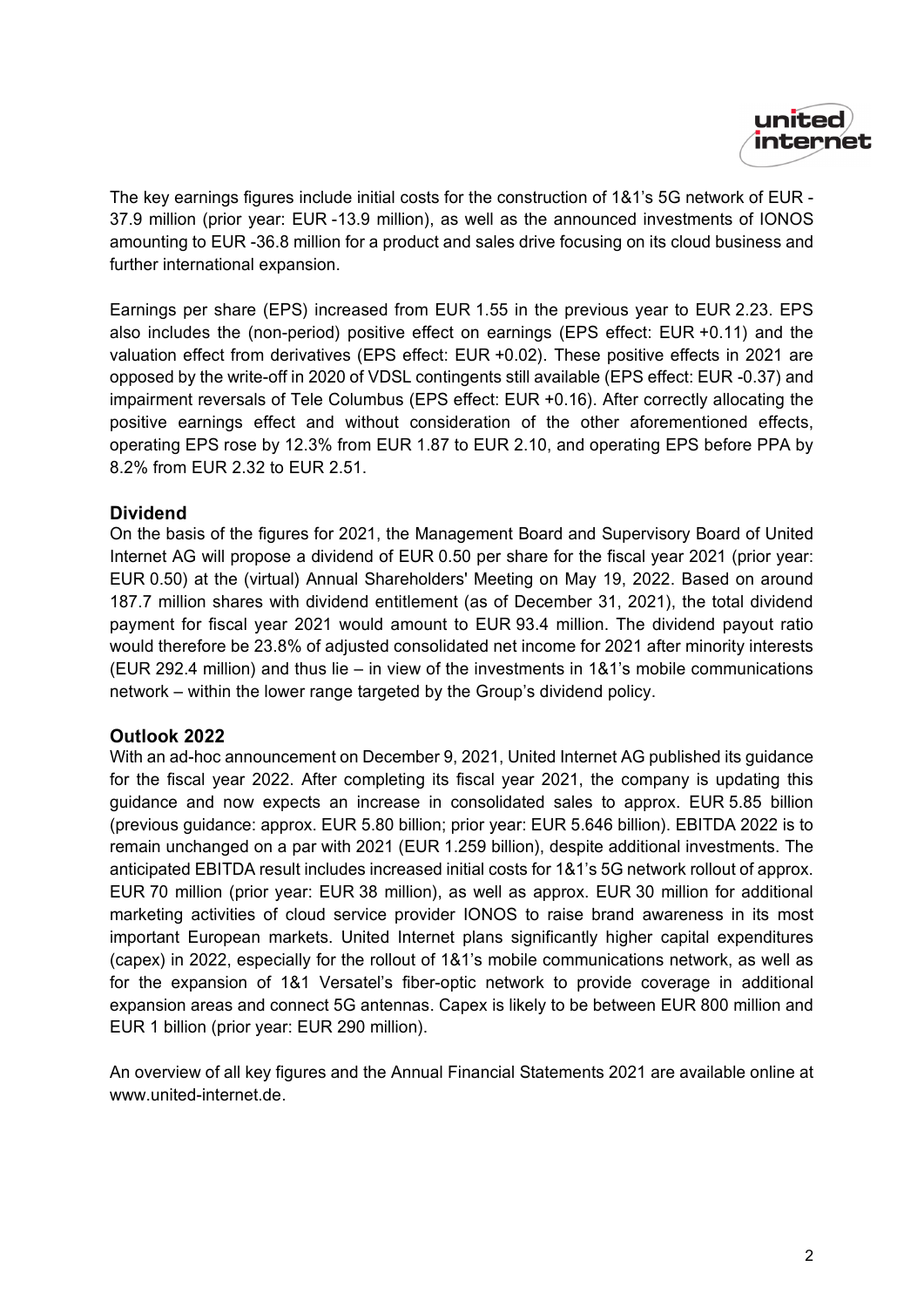The key earnings figures include initial costs for the construction of 1&1's 5G network of EUR -37.9 million (prior year: EUR -13.9 million), as well as the announced investments of IONOS amounting to EUR -36.8 million for a product and sales drive focusing on its cloud business and further international expansion.

Earnings per share (EPS) increased from EUR 1.55 in the previous year to EUR 2.23. EPS also includes the (non-period) positive effect on earnings (EPS effect: EUR +0.11) and the valuation effect from derivatives (EPS effect: EUR +0.02). These positive effects in 2021 are opposed by the write-off in 2020 of VDSL contingents still available (EPS effect: EUR -0.37) and impairment reversals of Tele Columbus (EPS effect: EUR +0.16). After correctly allocating the positive earnings effect and without consideration of the other aforementioned effects, operating EPS rose by 12.3% from EUR 1.87 to EUR 2.10, and operating EPS before PPA by 8.2% from EUR 2.32 to EUR 2.51.

## Dividend

On the basis of the figures for 2021, the Management Board and Supervisory Board of United Internet AG will propose a dividend of EUR 0.50 per share for the fiscal year 2021 (prior year: EUR 0.50) at the (virtual) Annual Shareholders' Meeting on May 19, 2022. Based on around 187.7 million shares with dividend entitlement (as of December 31, 2021), the total dividend payment for fiscal year 2021 would amount to EUR 93.4 million. The dividend payout ratio would therefore be 23.8% of adjusted consolidated net income for 2021 after minority interests (EUR 292.4 million) and thus lie – in view of the investments in 1&1's mobile communications network – within the lower range targeted by the Group's dividend policy.

## Outlook 2022

With an ad-hoc announcement on December 9, 2021, United Internet AG published its guidance for the fiscal year 2022. After completing its fiscal year 2021, the company is updating this guidance and now expects an increase in consolidated sales to approx. EUR 5.85 billion (previous guidance: approx. EUR 5.80 billion; prior year: EUR 5.646 billion). EBITDA 2022 is to remain unchanged on a par with 2021 (EUR 1.259 billion), despite additional investments. The anticipated EBITDA result includes increased initial costs for 1&1's 5G network rollout of approx. EUR 70 million (prior year: EUR 38 million), as well as approx. EUR 30 million for additional marketing activities of cloud service provider IONOS to raise brand awareness in its most important European markets. United Internet plans significantly higher capital expenditures (capex) in 2022, especially for the rollout of 1&1's mobile communications network, as well as for the expansion of 1&1 Versatel's fiber-optic network to provide coverage in additional expansion areas and connect 5G antennas. Capex is likely to be between EUR 800 million and EUR 1 billion (prior year: EUR 290 million).

An overview of all key figures and the Annual Financial Statements 2021 are available online at www.united-internet.de.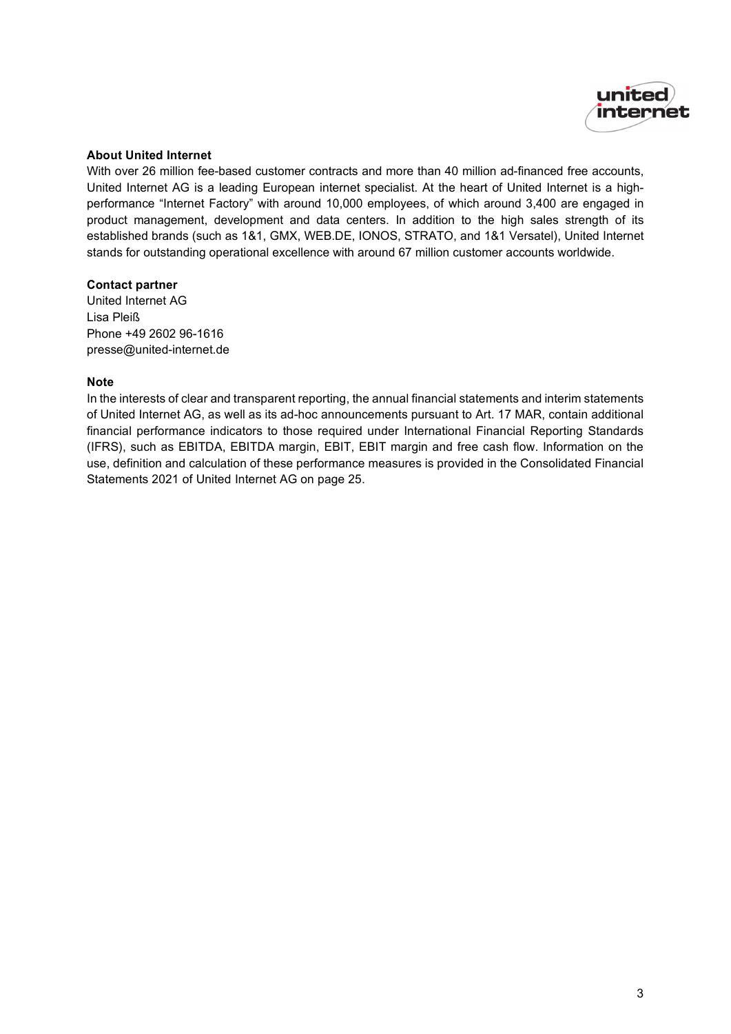**About United Internet**

With over 26 million fee-based customer contracts and more than 40 million ad-financed free accounts, United Internet AG is a leading European internet specialist. At the heart of United Internet is a high-performance "Internet Factory" with around 10,000 employees, of which around 3,400 are engaged in product management, development and data centers. In addition to the high sales strength of its established brands (such as 1&1, GMX, WEB.DE, IONOS, STRATO, and 1&1 Versatel), United Internet stands for outstanding operational excellence with around 67 million customer accounts worldwide.

**Contact partner**

United Internet AG
Lisa Pleiß
Phone +49 2602 96-1616
presse@united-internet.de

**Note**

In the interests of clear and transparent reporting, the annual financial statements and interim statements of United Internet AG, as well as its ad-hoc announcements pursuant to Art. 17 MAR, contain additional financial performance indicators to those required under International Financial Reporting Standards (IFRS), such as EBITDA, EBITDA margin, EBIT, EBIT margin and free cash flow. Information on the use, definition and calculation of these performance measures is provided in the Consolidated Financial Statements 2021 of United Internet AG on page 25.